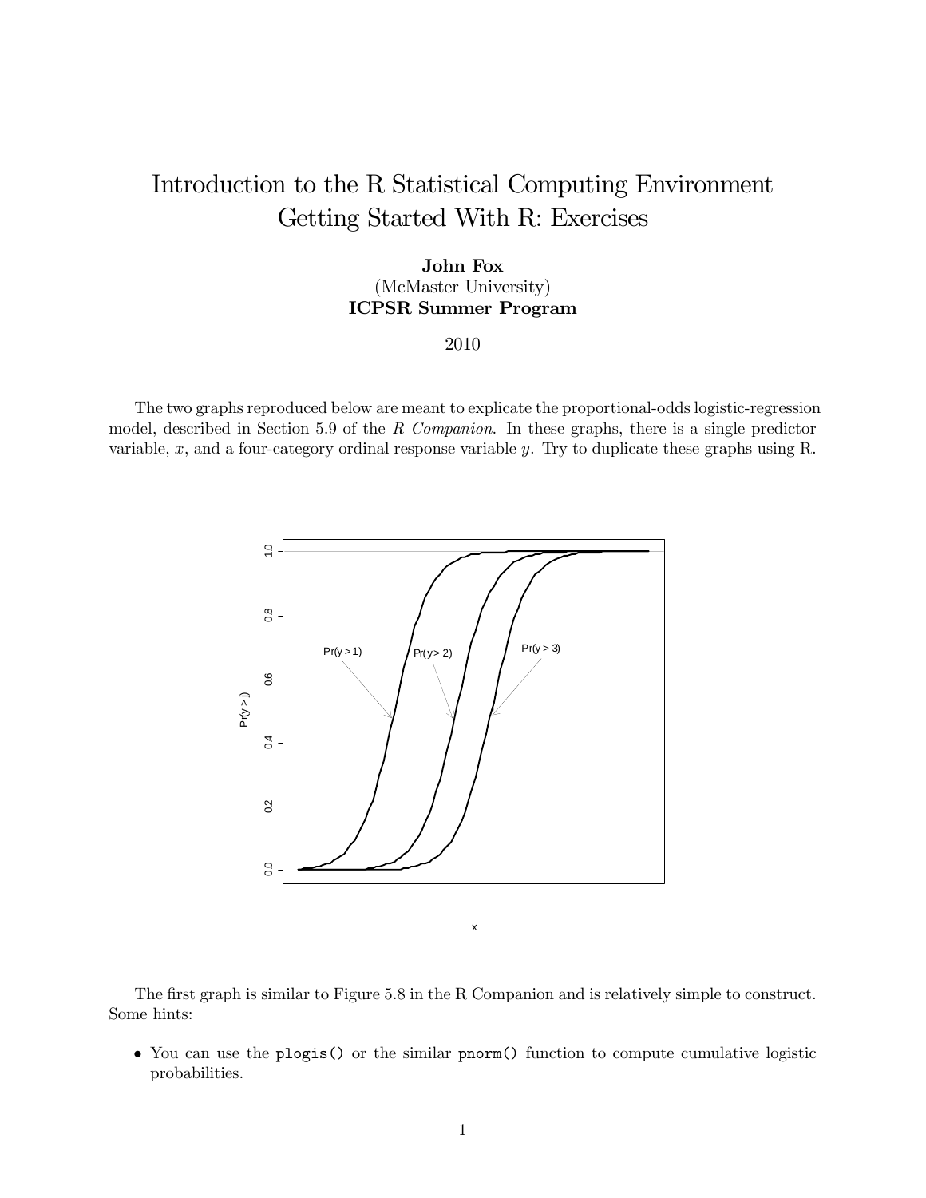# Introduction to the R Statistical Computing Environment
## Getting Started With R: Exercises

**John Fox**
(McMaster University)
**ICPSR Summer Program**

2010

The two graphs reproduced below are meant to explicate the proportional-odds logistic-regression model, described in Section 5.9 of the *R Companion*. In these graphs, there is a single predictor variable, $x$, and a four-category ordinal response variable $y$. Try to duplicate these graphs using R.

The first graph is similar to Figure 5.8 in the R Companion and is relatively simple to construct. Some hints:

- You can use the `plogis()` or the similar `pnorm()` function to compute cumulative logistic probabilities.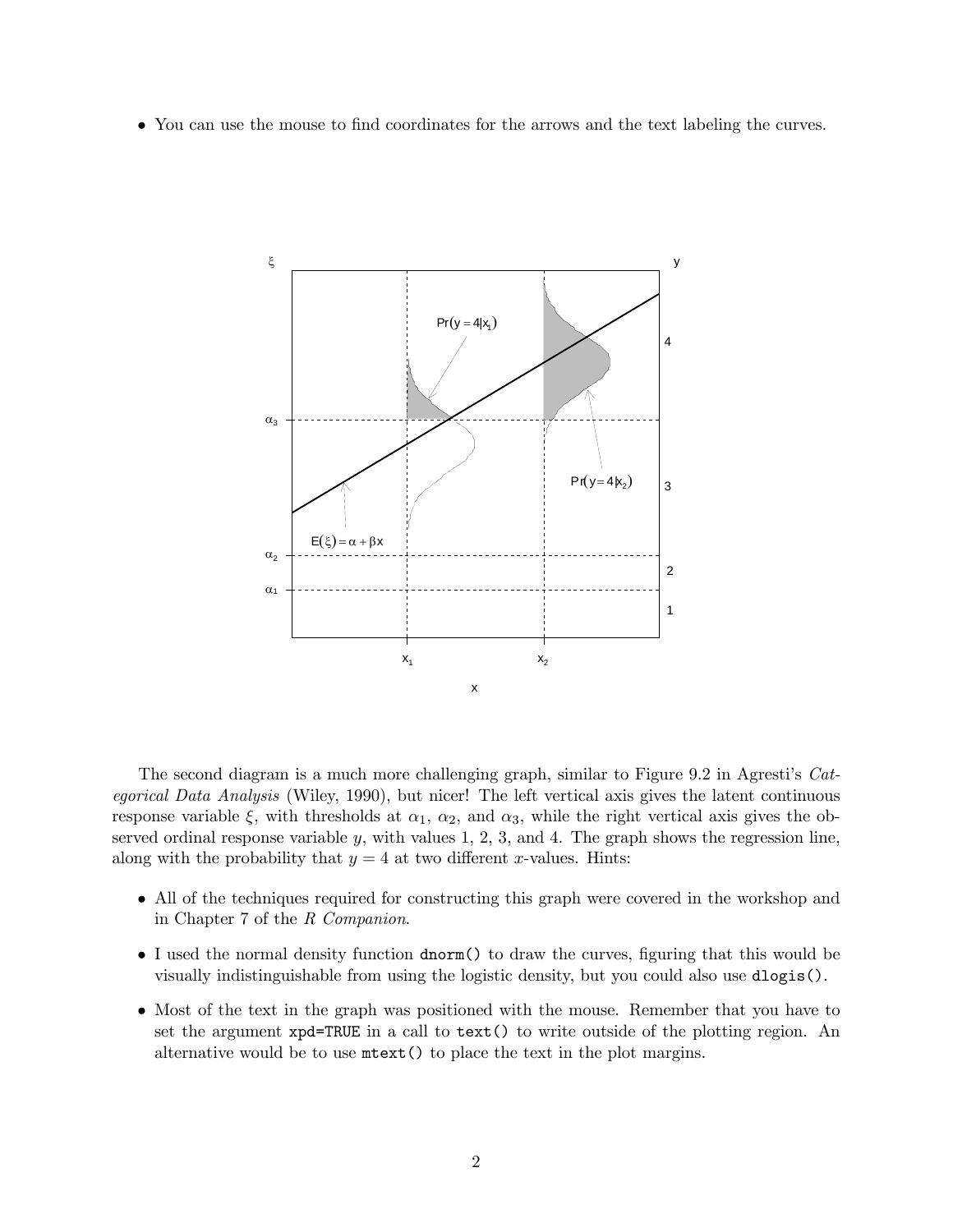- You can use the mouse to find coordinates for the arrows and the text labeling the curves.

$\xi$

y

$\Pr(y = 4|x_1)$

4

$\alpha_3$

$\Pr(y = 4|x_2)$

3

$E(\xi) = \alpha + \beta x$

$\alpha_2$

2

$\alpha_1$

1

$x_1$

$x_2$

x

The second diagram is a much more challenging graph, similar to Figure 9.2 in Agresti's *Categorical Data Analysis* (Wiley, 1990), but nicer! The left vertical axis gives the latent continuous response variable $\xi$, with thresholds at $\alpha_1$, $\alpha_2$, and $\alpha_3$, while the right vertical axis gives the observed ordinal response variable $y$, with values 1, 2, 3, and 4. The graph shows the regression line, along with the probability that $y = 4$ at two different $x$-values. Hints:

- All of the techniques required for constructing this graph were covered in the workshop and in Chapter 7 of the *R Companion*.
- I used the normal density function `dnorm()` to draw the curves, figuring that this would be visually indistinguishable from using the logistic density, but you could also use `dlogis()`.
- Most of the text in the graph was positioned with the mouse. Remember that you have to set the argument `xpd=TRUE` in a call to `text()` to write outside of the plotting region. An alternative would be to use `mtext()` to place the text in the plot margins.